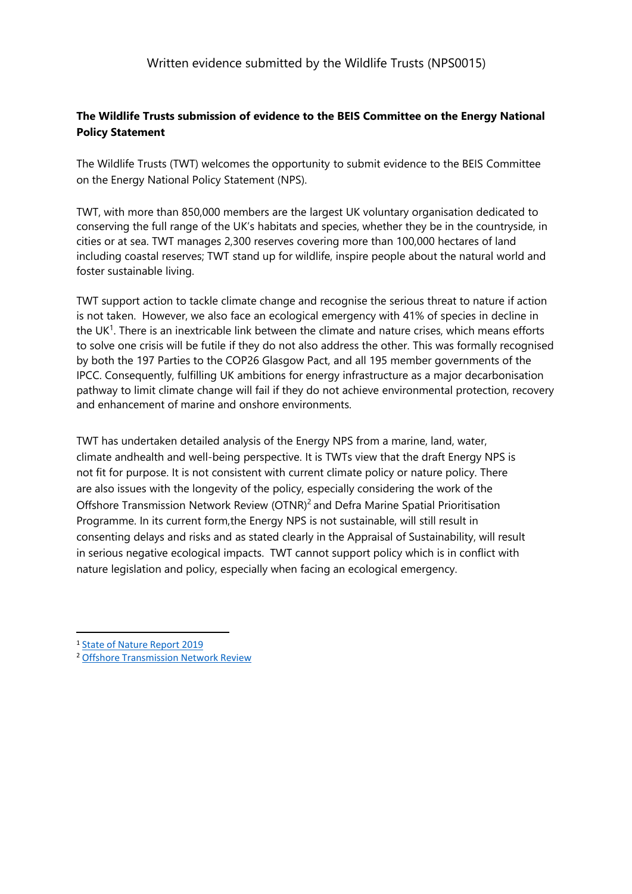Written evidence submitted by the Wildlife Trusts (NPS0015)

**The Wildlife Trusts submission of evidence to the BEIS Committee on the Energy National Policy Statement**

The Wildlife Trusts (TWT) welcomes the opportunity to submit evidence to the BEIS Committee on the Energy National Policy Statement (NPS).

TWT, with more than 850,000 members are the largest UK voluntary organisation dedicated to conserving the full range of the UK's habitats and species, whether they be in the countryside, in cities or at sea. TWT manages 2,300 reserves covering more than 100,000 hectares of land including coastal reserves; TWT stand up for wildlife, inspire people about the natural world and foster sustainable living.

TWT support action to tackle climate change and recognise the serious threat to nature if action is not taken. However, we also face an ecological emergency with 41% of species in decline in the UK[1]. There is an inextricable link between the climate and nature crises, which means efforts to solve one crisis will be futile if they do not also address the other. This was formally recognised by both the 197 Parties to the COP26 Glasgow Pact, and all 195 member governments of the IPCC. Consequently, fulfilling UK ambitions for energy infrastructure as a major decarbonisation pathway to limit climate change will fail if they do not achieve environmental protection, recovery and enhancement of marine and onshore environments.

TWT has undertaken detailed analysis of the Energy NPS from a marine, land, water, climate andhealth and well-being perspective. It is TWTs view that the draft Energy NPS is not fit for purpose. It is not consistent with current climate policy or nature policy. There are also issues with the longevity of the policy, especially considering the work of the Offshore Transmission Network Review (OTNR)[2] and Defra Marine Spatial Prioritisation Programme. In its current form,the Energy NPS is not sustainable, will still result in consenting delays and risks and as stated clearly in the Appraisal of Sustainability, will result in serious negative ecological impacts. TWT cannot support policy which is in conflict with nature legislation and policy, especially when facing an ecological emergency.

[1] State of Nature Report 2019

[2] Offshore Transmission Network Review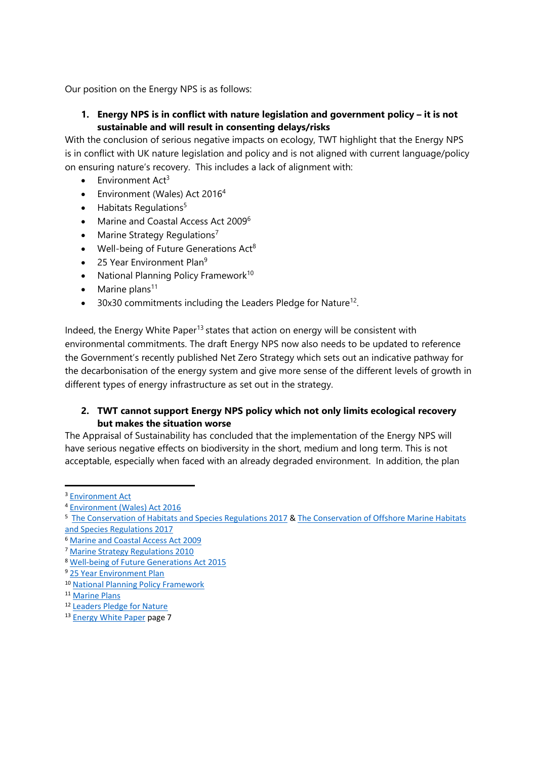Our position on the Energy NPS is as follows:

1. **Energy NPS is in conflict with nature legislation and government policy – it is not sustainable and will result in consenting delays/risks**

With the conclusion of serious negative impacts on ecology, TWT highlight that the Energy NPS is in conflict with UK nature legislation and policy and is not aligned with current language/policy on ensuring nature's recovery. This includes a lack of alignment with:

- Environment Act[3]
- Environment (Wales) Act 2016[4]
- Habitats Regulations[5]
- Marine and Coastal Access Act 2009[6]
- Marine Strategy Regulations[7]
- Well-being of Future Generations Act[8]
- 25 Year Environment Plan[9]
- National Planning Policy Framework[10]
- Marine plans[11]
- 30x30 commitments including the Leaders Pledge for Nature[12].

Indeed, the Energy White Paper[13] states that action on energy will be consistent with environmental commitments. The draft Energy NPS now also needs to be updated to reference the Government's recently published Net Zero Strategy which sets out an indicative pathway for the decarbonisation of the energy system and give more sense of the different levels of growth in different types of energy infrastructure as set out in the strategy.

2. **TWT cannot support Energy NPS policy which not only limits ecological recovery but makes the situation worse**

The Appraisal of Sustainability has concluded that the implementation of the Energy NPS will have serious negative effects on biodiversity in the short, medium and long term. This is not acceptable, especially when faced with an already degraded environment. In addition, the plan

---

[3] Environment Act
[4] Environment (Wales) Act 2016
[5] The Conservation of Habitats and Species Regulations 2017 & The Conservation of Offshore Marine Habitats and Species Regulations 2017
[6] Marine and Coastal Access Act 2009
[7] Marine Strategy Regulations 2010
[8] Well-being of Future Generations Act 2015
[9] 25 Year Environment Plan
[10] National Planning Policy Framework
[11] Marine Plans
[12] Leaders Pledge for Nature
[13] Energy White Paper page 7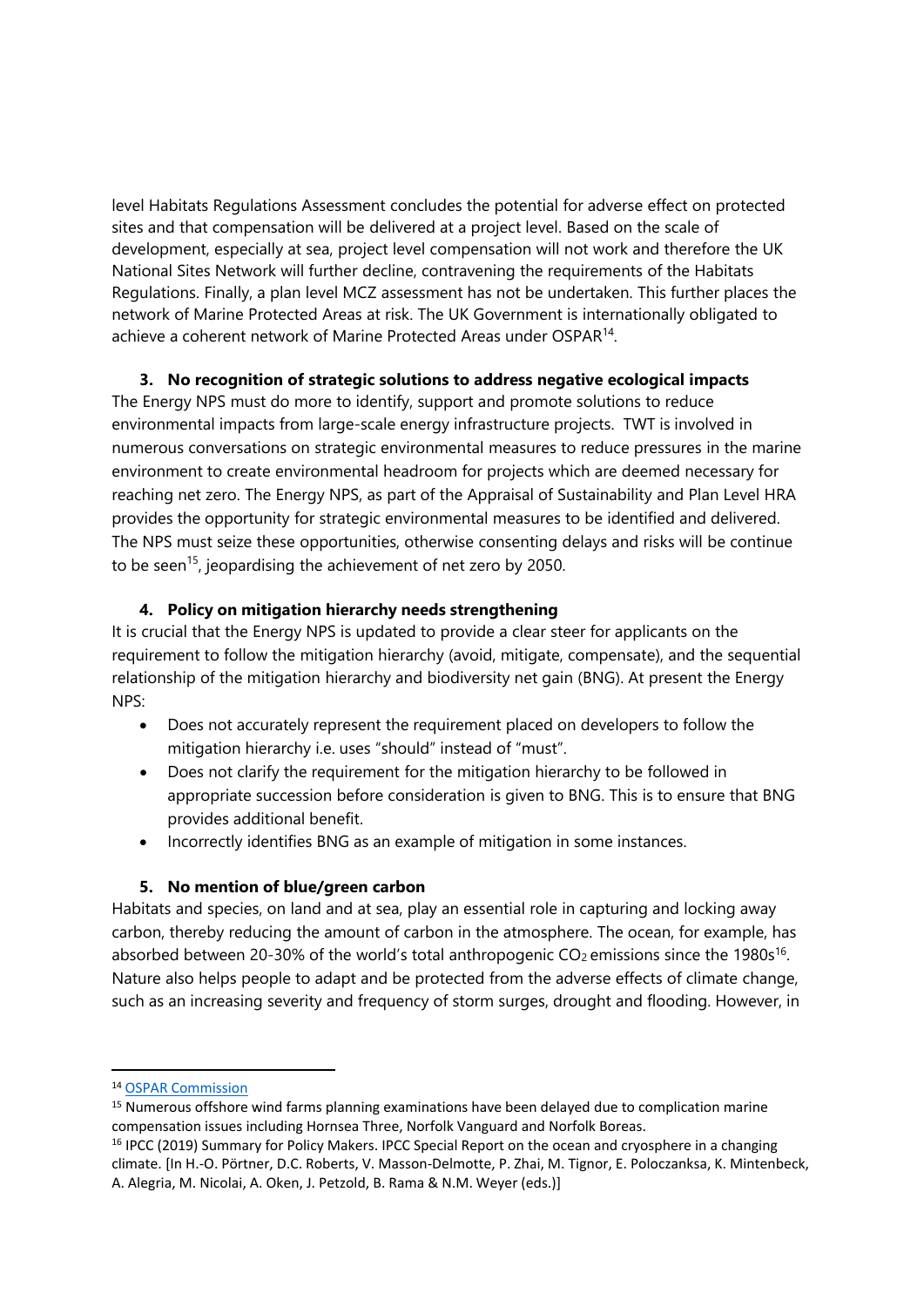level Habitats Regulations Assessment concludes the potential for adverse effect on protected sites and that compensation will be delivered at a project level. Based on the scale of development, especially at sea, project level compensation will not work and therefore the UK National Sites Network will further decline, contravening the requirements of the Habitats Regulations. Finally, a plan level MCZ assessment has not be undertaken. This further places the network of Marine Protected Areas at risk. The UK Government is internationally obligated to achieve a coherent network of Marine Protected Areas under OSPAR[14].

**3. No recognition of strategic solutions to address negative ecological impacts**

The Energy NPS must do more to identify, support and promote solutions to reduce environmental impacts from large-scale energy infrastructure projects. TWT is involved in numerous conversations on strategic environmental measures to reduce pressures in the marine environment to create environmental headroom for projects which are deemed necessary for reaching net zero. The Energy NPS, as part of the Appraisal of Sustainability and Plan Level HRA provides the opportunity for strategic environmental measures to be identified and delivered. The NPS must seize these opportunities, otherwise consenting delays and risks will be continue to be seen[15], jeopardising the achievement of net zero by 2050.

**4. Policy on mitigation hierarchy needs strengthening**

It is crucial that the Energy NPS is updated to provide a clear steer for applicants on the requirement to follow the mitigation hierarchy (avoid, mitigate, compensate), and the sequential relationship of the mitigation hierarchy and biodiversity net gain (BNG). At present the Energy NPS:

- Does not accurately represent the requirement placed on developers to follow the mitigation hierarchy i.e. uses "should" instead of "must".
- Does not clarify the requirement for the mitigation hierarchy to be followed in appropriate succession before consideration is given to BNG. This is to ensure that BNG provides additional benefit.
- Incorrectly identifies BNG as an example of mitigation in some instances.

**5. No mention of blue/green carbon**

Habitats and species, on land and at sea, play an essential role in capturing and locking away carbon, thereby reducing the amount of carbon in the atmosphere. The ocean, for example, has absorbed between 20-30% of the world's total anthropogenic $CO_2$ emissions since the 1980s[16]. Nature also helps people to adapt and be protected from the adverse effects of climate change, such as an increasing severity and frequency of storm surges, drought and flooding. However, in

---

[14] OSPAR Commission

[15] Numerous offshore wind farms planning examinations have been delayed due to complication marine compensation issues including Hornsea Three, Norfolk Vanguard and Norfolk Boreas.

[16] IPCC (2019) Summary for Policy Makers. IPCC Special Report on the ocean and cryosphere in a changing climate. [In H.-O. Pörtner, D.C. Roberts, V. Masson-Delmotte, P. Zhai, M. Tignor, E. Poloczanksa, K. Mintenbeck, A. Alegria, M. Nicolai, A. Oken, J. Petzold, B. Rama & N.M. Weyer (eds.)]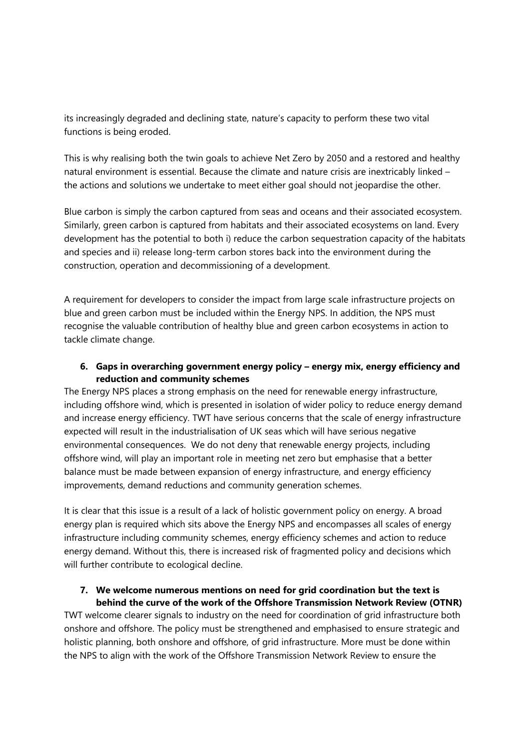its increasingly degraded and declining state, nature's capacity to perform these two vital functions is being eroded.

This is why realising both the twin goals to achieve Net Zero by 2050 and a restored and healthy natural environment is essential. Because the climate and nature crisis are inextricably linked – the actions and solutions we undertake to meet either goal should not jeopardise the other.

Blue carbon is simply the carbon captured from seas and oceans and their associated ecosystem. Similarly, green carbon is captured from habitats and their associated ecosystems on land. Every development has the potential to both i) reduce the carbon sequestration capacity of the habitats and species and ii) release long-term carbon stores back into the environment during the construction, operation and decommissioning of a development.

A requirement for developers to consider the impact from large scale infrastructure projects on blue and green carbon must be included within the Energy NPS. In addition, the NPS must recognise the valuable contribution of healthy blue and green carbon ecosystems in action to tackle climate change.

6. **Gaps in overarching government energy policy – energy mix, energy efficiency and reduction and community schemes**

The Energy NPS places a strong emphasis on the need for renewable energy infrastructure, including offshore wind, which is presented in isolation of wider policy to reduce energy demand and increase energy efficiency. TWT have serious concerns that the scale of energy infrastructure expected will result in the industrialisation of UK seas which will have serious negative environmental consequences. We do not deny that renewable energy projects, including offshore wind, will play an important role in meeting net zero but emphasise that a better balance must be made between expansion of energy infrastructure, and energy efficiency improvements, demand reductions and community generation schemes.

It is clear that this issue is a result of a lack of holistic government policy on energy. A broad energy plan is required which sits above the Energy NPS and encompasses all scales of energy infrastructure including community schemes, energy efficiency schemes and action to reduce energy demand. Without this, there is increased risk of fragmented policy and decisions which will further contribute to ecological decline.

7. **We welcome numerous mentions on need for grid coordination but the text is behind the curve of the work of the Offshore Transmission Network Review (OTNR)**

TWT welcome clearer signals to industry on the need for coordination of grid infrastructure both onshore and offshore. The policy must be strengthened and emphasised to ensure strategic and holistic planning, both onshore and offshore, of grid infrastructure. More must be done within the NPS to align with the work of the Offshore Transmission Network Review to ensure the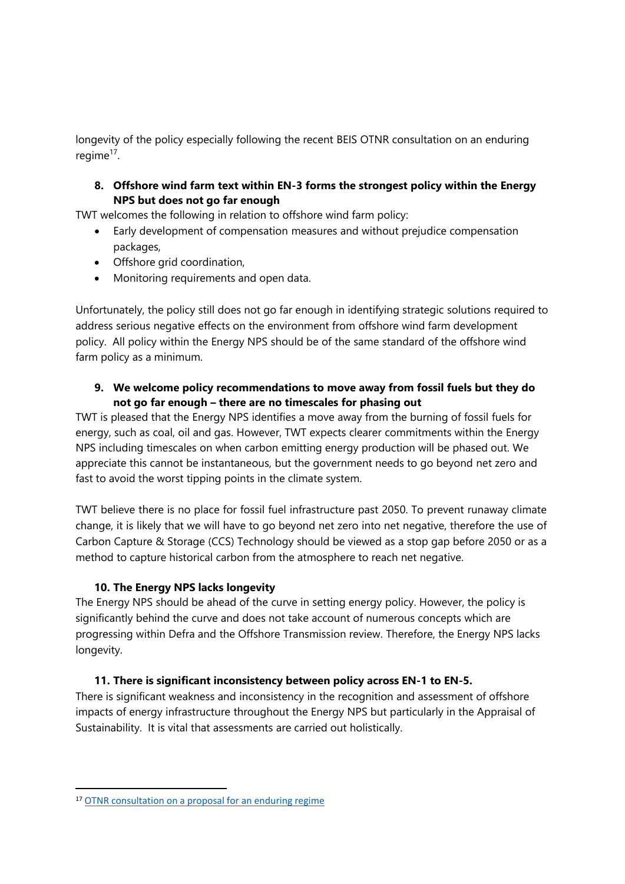longevity of the policy especially following the recent BEIS OTNR consultation on an enduring regime[17].

**8. Offshore wind farm text within EN-3 forms the strongest policy within the Energy NPS but does not go far enough**

TWT welcomes the following in relation to offshore wind farm policy:

- Early development of compensation measures and without prejudice compensation packages,
- Offshore grid coordination,
- Monitoring requirements and open data.

Unfortunately, the policy still does not go far enough in identifying strategic solutions required to address serious negative effects on the environment from offshore wind farm development policy. All policy within the Energy NPS should be of the same standard of the offshore wind farm policy as a minimum.

**9. We welcome policy recommendations to move away from fossil fuels but they do not go far enough – there are no timescales for phasing out**

TWT is pleased that the Energy NPS identifies a move away from the burning of fossil fuels for energy, such as coal, oil and gas. However, TWT expects clearer commitments within the Energy NPS including timescales on when carbon emitting energy production will be phased out. We appreciate this cannot be instantaneous, but the government needs to go beyond net zero and fast to avoid the worst tipping points in the climate system.

TWT believe there is no place for fossil fuel infrastructure past 2050. To prevent runaway climate change, it is likely that we will have to go beyond net zero into net negative, therefore the use of Carbon Capture & Storage (CCS) Technology should be viewed as a stop gap before 2050 or as a method to capture historical carbon from the atmosphere to reach net negative.

**10. The Energy NPS lacks longevity**

The Energy NPS should be ahead of the curve in setting energy policy. However, the policy is significantly behind the curve and does not take account of numerous concepts which are progressing within Defra and the Offshore Transmission review. Therefore, the Energy NPS lacks longevity.

**11. There is significant inconsistency between policy across EN-1 to EN-5.**

There is significant weakness and inconsistency in the recognition and assessment of offshore impacts of energy infrastructure throughout the Energy NPS but particularly in the Appraisal of Sustainability. It is vital that assessments are carried out holistically.

[17] OTNR consultation on a proposal for an enduring regime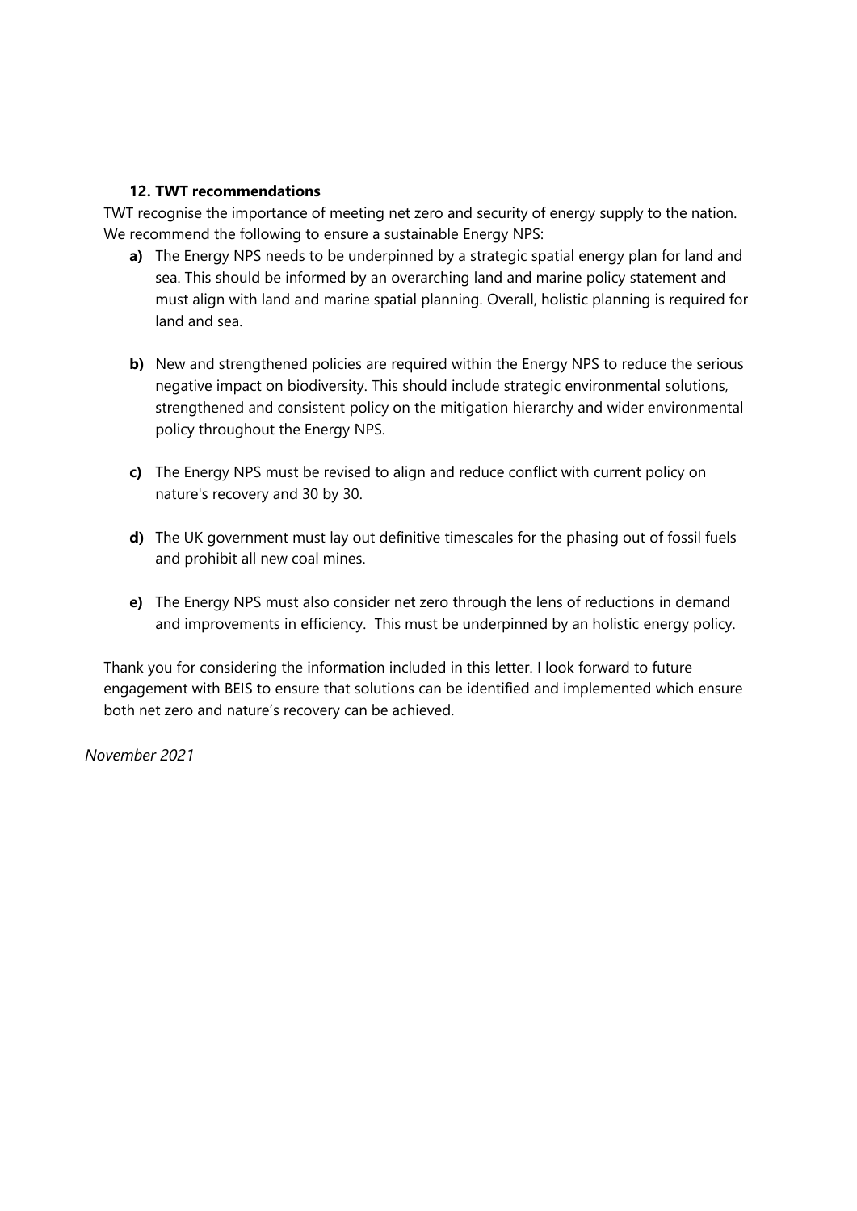## 12. TWT recommendations

TWT recognise the importance of meeting net zero and security of energy supply to the nation. We recommend the following to ensure a sustainable Energy NPS:

**a)** The Energy NPS needs to be underpinned by a strategic spatial energy plan for land and sea. This should be informed by an overarching land and marine policy statement and must align with land and marine spatial planning. Overall, holistic planning is required for land and sea.

**b)** New and strengthened policies are required within the Energy NPS to reduce the serious negative impact on biodiversity. This should include strategic environmental solutions, strengthened and consistent policy on the mitigation hierarchy and wider environmental policy throughout the Energy NPS.

**c)** The Energy NPS must be revised to align and reduce conflict with current policy on nature's recovery and 30 by 30.

**d)** The UK government must lay out definitive timescales for the phasing out of fossil fuels and prohibit all new coal mines.

**e)** The Energy NPS must also consider net zero through the lens of reductions in demand and improvements in efficiency. This must be underpinned by an holistic energy policy.

Thank you for considering the information included in this letter. I look forward to future engagement with BEIS to ensure that solutions can be identified and implemented which ensure both net zero and nature's recovery can be achieved.

*November 2021*